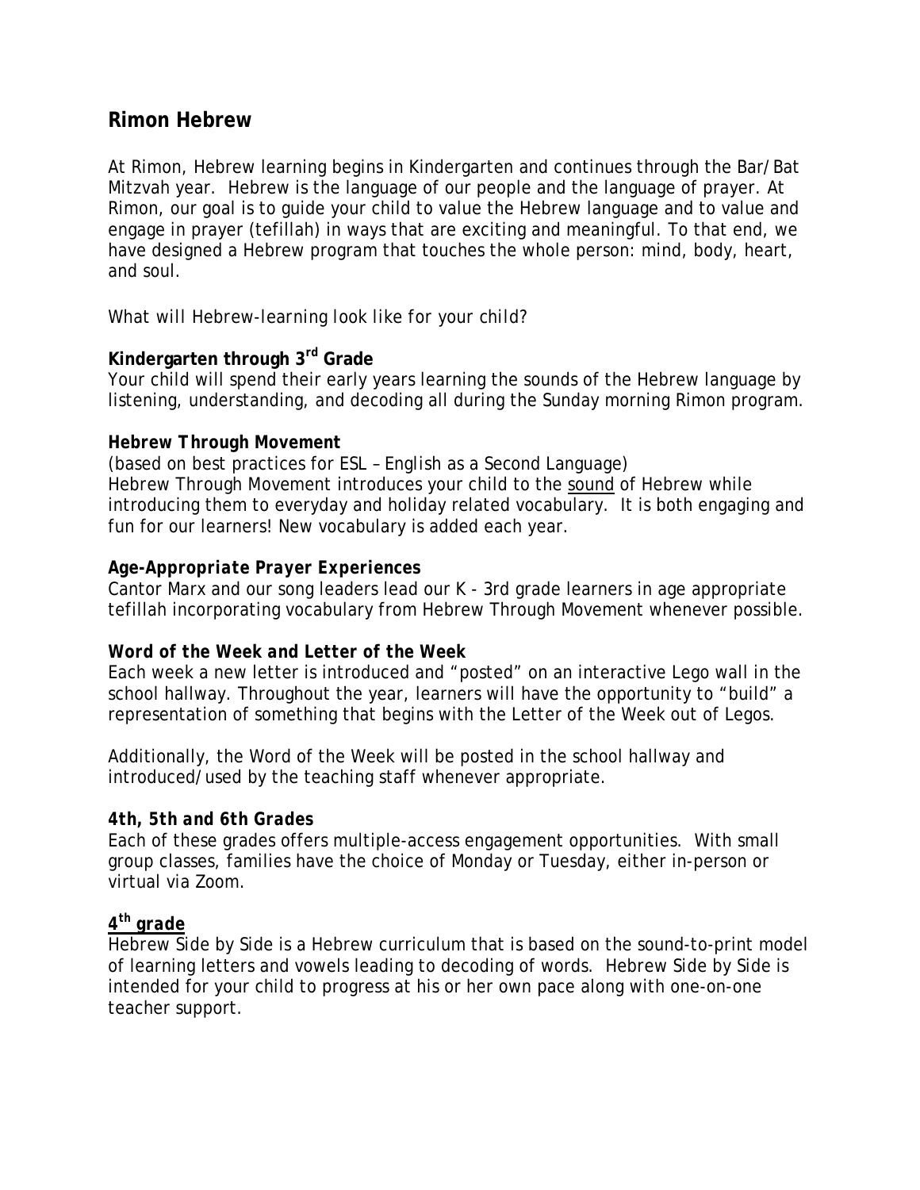## Rimon Hebrew

At Rimon, Hebrew learning begins in Kindergarten and continues through the Bar/Bat Mitzvah year. Hebrew is the language of our people and the language of prayer. At Rimon, our goal is to guide your child to value the Hebrew language and to value and engage in prayer (tefillah) in ways that are exciting and meaningful. To that end, we have designed a Hebrew program that touches the whole person: mind, body, heart, and soul.

What will Hebrew-learning look like for your child?

**Kindergarten through 3rd Grade**
Your child will spend their early years learning the sounds of the Hebrew language by listening, understanding, and decoding all during the Sunday morning Rimon program.

**Hebrew Through Movement**
(based on best practices for ESL – English as a Second Language)
Hebrew Through Movement introduces your child to the sound of Hebrew while introducing them to everyday and holiday related vocabulary. It is both engaging and fun for our learners! New vocabulary is added each year.

***Age-Appropriate Prayer Experiences***
Cantor Marx and our song leaders lead our K - 3rd grade learners in age appropriate tefillah incorporating vocabulary from Hebrew Through Movement whenever possible.

**Word of the Week and Letter of the Week**
Each week a new letter is introduced and "posted" on an interactive Lego wall in the school hallway. Throughout the year, learners will have the opportunity to "build" a representation of something that begins with the Letter of the Week out of Legos.

Additionally, the Word of the Week will be posted in the school hallway and introduced/used by the teaching staff whenever appropriate.

***4th, 5th and 6th Grades***
Each of these grades offers multiple-access engagement opportunities. With small group classes, families have the choice of Monday or Tuesday, either in-person or virtual via Zoom.

***4th grade***
Hebrew Side by Side is a Hebrew curriculum that is based on the sound-to-print model of learning letters and vowels leading to decoding of words. Hebrew Side by Side is intended for your child to progress at his or her own pace along with one-on-one teacher support.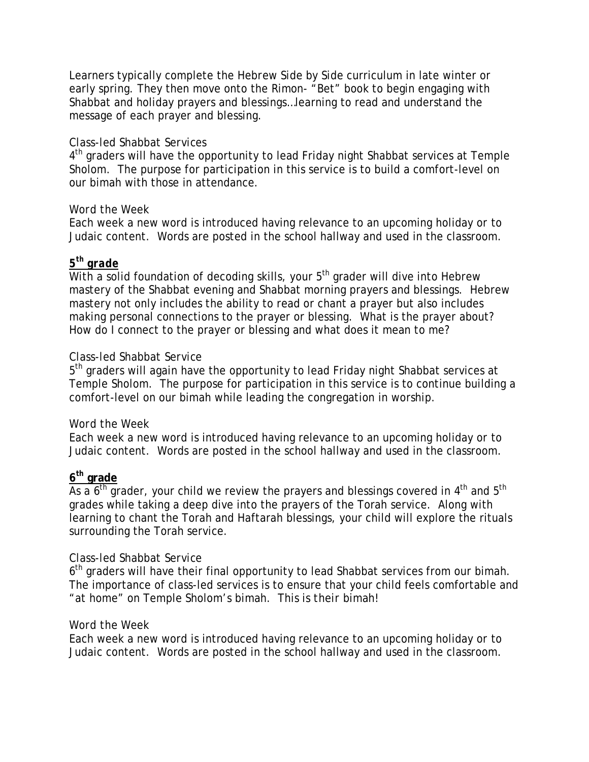Learners typically complete the Hebrew Side by Side curriculum in late winter or early spring. They then move onto the Rimon- "Bet" book to begin engaging with Shabbat and holiday prayers and blessings…learning to read and understand the message of each prayer and blessing.

Class-led Shabbat Services
4th graders will have the opportunity to lead Friday night Shabbat services at Temple Sholom. The purpose for participation in this service is to build a comfort-level on our bimah with those in attendance.

Word the Week
Each week a new word is introduced having relevance to an upcoming holiday or to Judaic content. Words are posted in the school hallway and used in the classroom.

***5th grade***

With a solid foundation of decoding skills, your 5th grader will dive into Hebrew mastery of the Shabbat evening and Shabbat morning prayers and blessings. Hebrew mastery not only includes the ability to read or chant a prayer but also includes making personal connections to the prayer or blessing. What is the prayer about? How do I connect to the prayer or blessing and what does it mean to me?

Class-led Shabbat Service
5th graders will again have the opportunity to lead Friday night Shabbat services at Temple Sholom. The purpose for participation in this service is to continue building a comfort-level on our bimah while leading the congregation in worship.

Word the Week
Each week a new word is introduced having relevance to an upcoming holiday or to Judaic content. Words are posted in the school hallway and used in the classroom.

**6th grade**

As a 6th grader, your child we review the prayers and blessings covered in 4th and 5th grades while taking a deep dive into the prayers of the Torah service. Along with learning to chant the Torah and Haftarah blessings, your child will explore the rituals surrounding the Torah service.

Class-led Shabbat Service
6th graders will have their final opportunity to lead Shabbat services from our bimah. The importance of class-led services is to ensure that your child feels comfortable and "at home" on Temple Sholom's bimah. This is their bimah!

Word the Week
Each week a new word is introduced having relevance to an upcoming holiday or to Judaic content. Words are posted in the school hallway and used in the classroom.